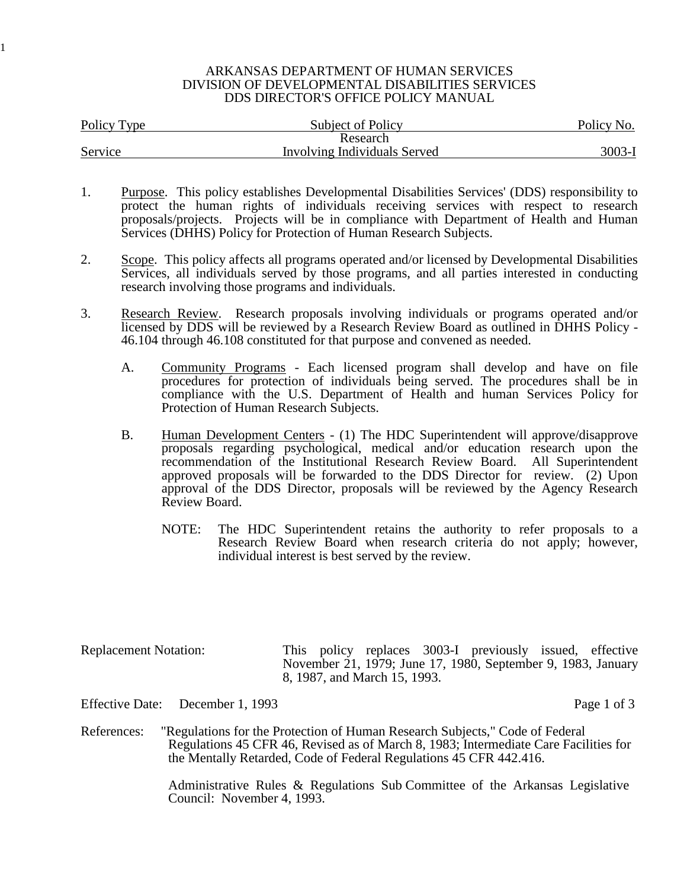ARKANSAS DEPARTMENT OF HUMAN SERVICES
DIVISION OF DEVELOPMENTAL DISABILITIES SERVICES
DDS DIRECTOR'S OFFICE POLICY MANUAL

| Policy Type | Subject of Policy | Policy No. |
| --- | --- | --- |
| Service | Research Involving Individuals Served | 3003-I |

1. Purpose. This policy establishes Developmental Disabilities Services' (DDS) responsibility to protect the human rights of individuals receiving services with respect to research proposals/projects. Projects will be in compliance with Department of Health and Human Services (DHHS) Policy for Protection of Human Research Subjects.

2. Scope. This policy affects all programs operated and/or licensed by Developmental Disabilities Services, all individuals served by those programs, and all parties interested in conducting research involving those programs and individuals.

3. Research Review. Research proposals involving individuals or programs operated and/or licensed by DDS will be reviewed by a Research Review Board as outlined in DHHS Policy - 46.104 through 46.108 constituted for that purpose and convened as needed.

   A. Community Programs - Each licensed program shall develop and have on file procedures for protection of individuals being served. The procedures shall be in compliance with the U.S. Department of Health and human Services Policy for Protection of Human Research Subjects.

   B. Human Development Centers - (1) The HDC Superintendent will approve/disapprove proposals regarding psychological, medical and/or education research upon the recommendation of the Institutional Research Review Board. All Superintendent approved proposals will be forwarded to the DDS Director for review. (2) Upon approval of the DDS Director, proposals will be reviewed by the Agency Research Review Board.

      NOTE: The HDC Superintendent retains the authority to refer proposals to a Research Review Board when research criteria do not apply; however, individual interest is best served by the review.

Replacement Notation: This policy replaces 3003-I previously issued, effective November 21, 1979; June 17, 1980, September 9, 1983, January 8, 1987, and March 15, 1993.

Effective Date: December 1, 1993

References: "Regulations for the Protection of Human Research Subjects," Code of Federal Regulations 45 CFR 46, Revised as of March 8, 1983; Intermediate Care Facilities for the Mentally Retarded, Code of Federal Regulations 45 CFR 442.416.

Administrative Rules & Regulations Sub Committee of the Arkansas Legislative Council: November 4, 1993.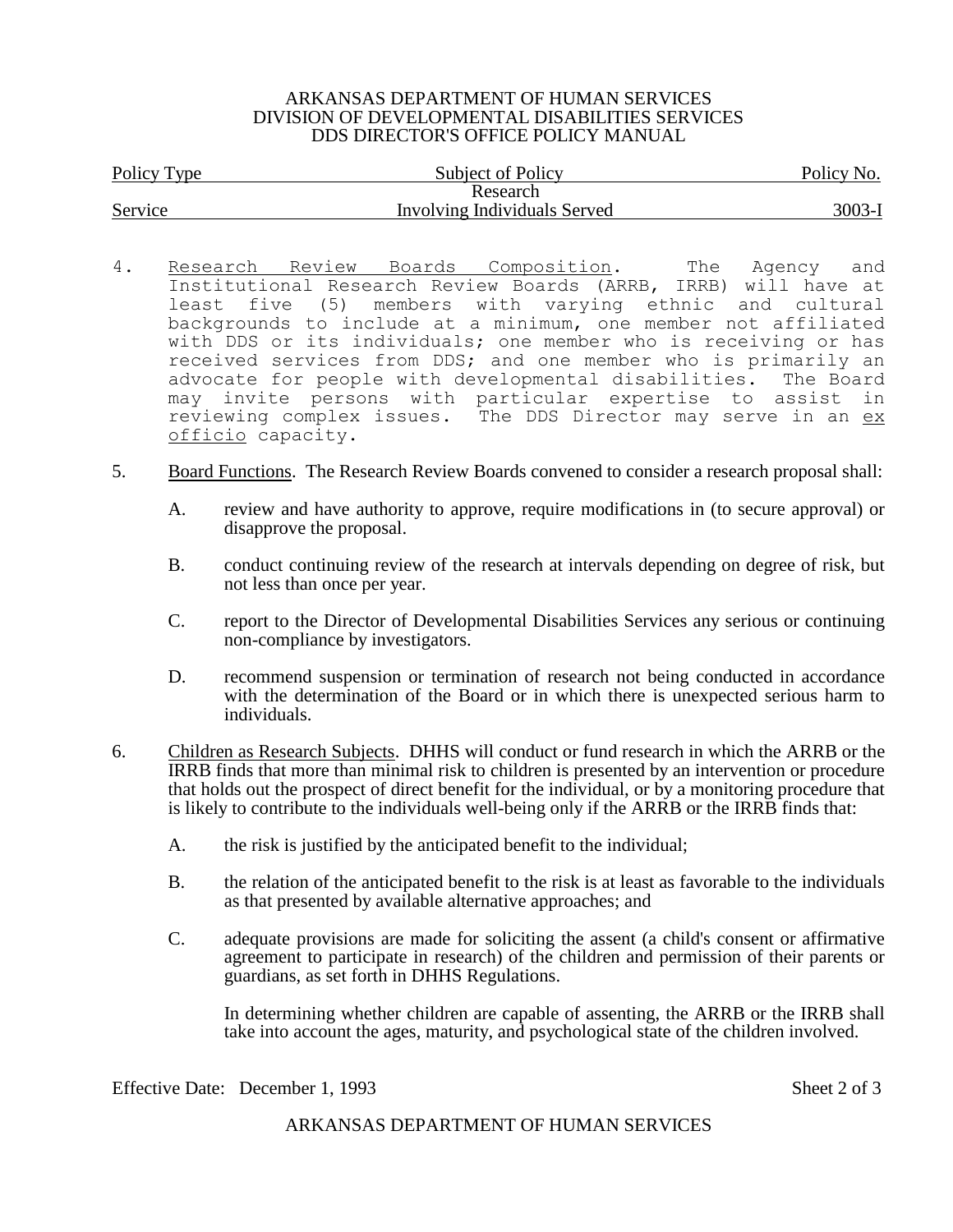| Policy Type | Subject of Policy | Policy No. |
|---|---|---|
| Service | Research Involving Individuals Served | 3003-I |

4. Research Review Boards Composition. The Agency and Institutional Research Review Boards (ARRB, IRRB) will have at least five (5) members with varying ethnic and cultural backgrounds to include at a minimum, one member not affiliated with DDS or its individuals; one member who is receiving or has received services from DDS; and one member who is primarily an advocate for people with developmental disabilities. The Board may invite persons with particular expertise to assist in reviewing complex issues. The DDS Director may serve in an *ex officio* capacity.

5. Board Functions. The Research Review Boards convened to consider a research proposal shall:

   A. review and have authority to approve, require modifications in (to secure approval) or disapprove the proposal.

   B. conduct continuing review of the research at intervals depending on degree of risk, but not less than once per year.

   C. report to the Director of Developmental Disabilities Services any serious or continuing non-compliance by investigators.

   D. recommend suspension or termination of research not being conducted in accordance with the determination of the Board or in which there is unexpected serious harm to individuals.

6. Children as Research Subjects. DHHS will conduct or fund research in which the ARRB or the IRRB finds that more than minimal risk to children is presented by an intervention or procedure that holds out the prospect of direct benefit for the individual, or by a monitoring procedure that is likely to contribute to the individuals well-being only if the ARRB or the IRRB finds that:

   A. the risk is justified by the anticipated benefit to the individual;

   B. the relation of the anticipated benefit to the risk is at least as favorable to the individuals as that presented by available alternative approaches; and

   C. adequate provisions are made for soliciting the assent (a child's consent or affirmative agreement to participate in research) of the children and permission of their parents or guardians, as set forth in DHHS Regulations.

      In determining whether children are capable of assenting, the ARRB or the IRRB shall take into account the ages, maturity, and psychological state of the children involved.

Effective Date: December 1, 1993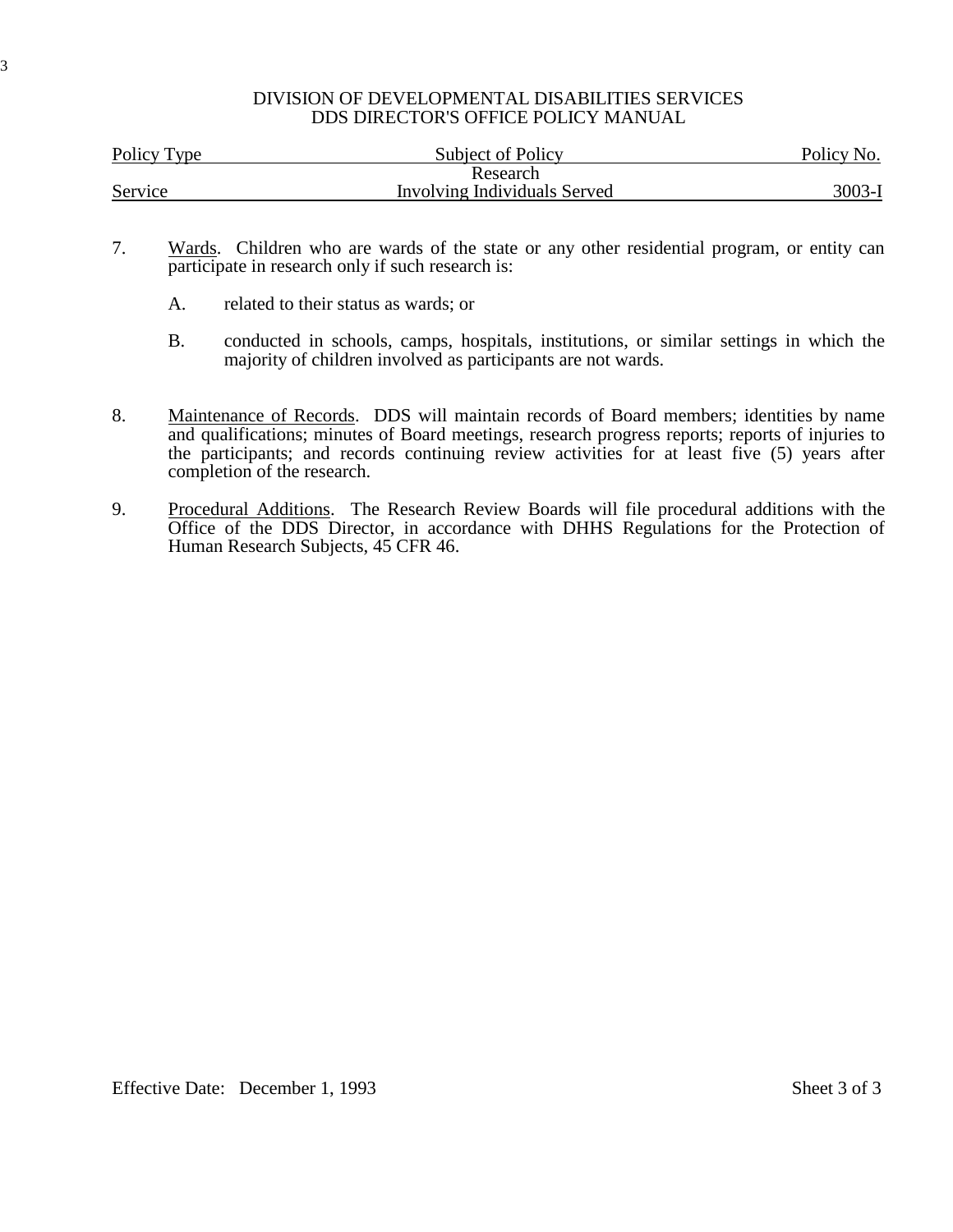DIVISION OF DEVELOPMENTAL DISABILITIES SERVICES
DDS DIRECTOR'S OFFICE POLICY MANUAL

| Policy Type | Subject of Policy | Policy No. |
| --- | --- | --- |
| Service | Research Involving Individuals Served | 3003-I |

7. Wards. Children who are wards of the state or any other residential program, or entity can participate in research only if such research is:

   A. related to their status as wards; or

   B. conducted in schools, camps, hospitals, institutions, or similar settings in which the majority of children involved as participants are not wards.

8. Maintenance of Records. DDS will maintain records of Board members; identities by name and qualifications; minutes of Board meetings, research progress reports; reports of injuries to the participants; and records continuing review activities for at least five (5) years after completion of the research.

9. Procedural Additions. The Research Review Boards will file procedural additions with the Office of the DDS Director, in accordance with DHHS Regulations for the Protection of Human Research Subjects, 45 CFR 46.

Effective Date: December 1, 1993